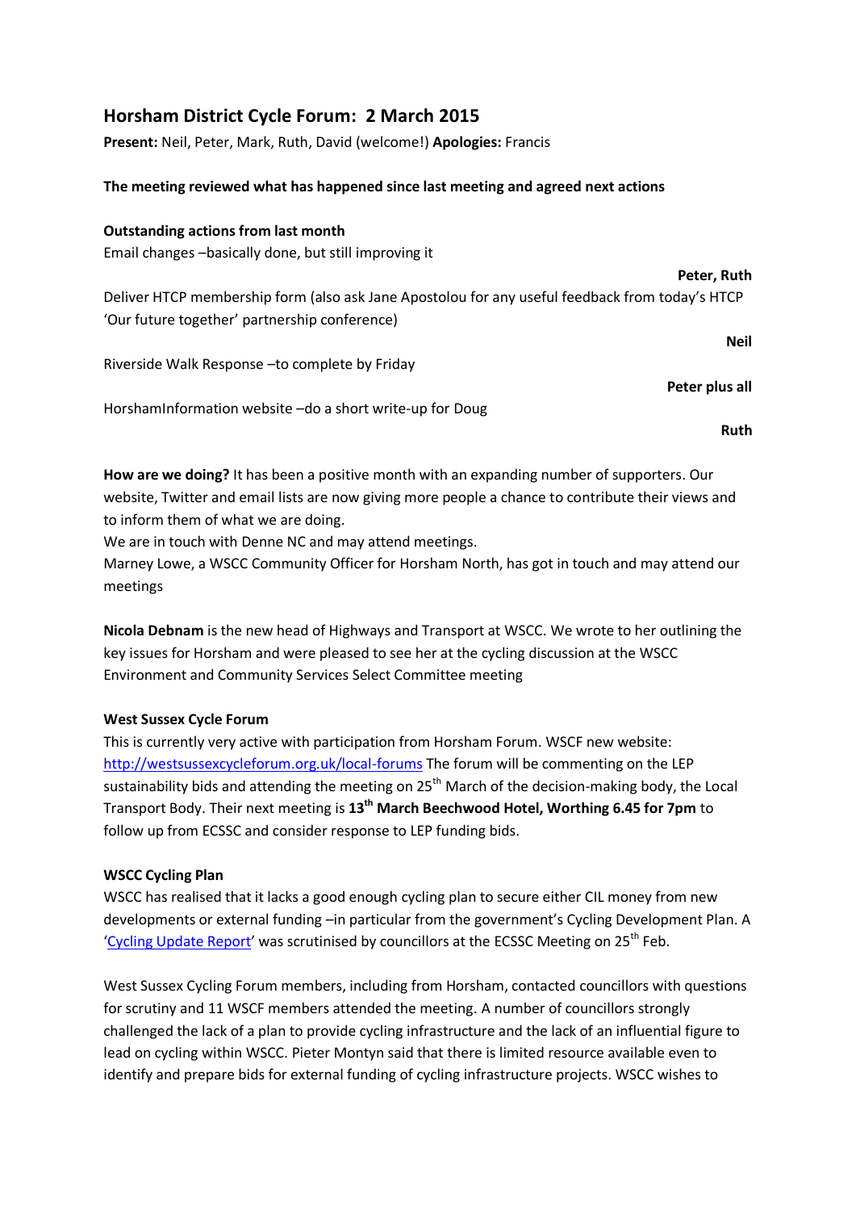# Horsham District Cycle Forum: 2 March 2015

**Present:** Neil, Peter, Mark, Ruth, David (welcome!) **Apologies:** Francis

**The meeting reviewed what has happened since last meeting and agreed next actions**

**Outstanding actions from last month**

Email changes –basically done, but still improving it

**Peter, Ruth**

Deliver HTCP membership form (also ask Jane Apostolou for any useful feedback from today's HTCP 'Our future together' partnership conference)

**Neil**

Riverside Walk Response –to complete by Friday

**Peter plus all**

HorshamInformation website –do a short write-up for Doug

**Ruth**

**How are we doing?** It has been a positive month with an expanding number of supporters. Our website, Twitter and email lists are now giving more people a chance to contribute their views and to inform them of what we are doing.

We are in touch with Denne NC and may attend meetings.

Marney Lowe, a WSCC Community Officer for Horsham North, has got in touch and may attend our meetings

**Nicola Debnam** is the new head of Highways and Transport at WSCC. We wrote to her outlining the key issues for Horsham and were pleased to see her at the cycling discussion at the WSCC Environment and Community Services Select Committee meeting

**West Sussex Cycle Forum**

This is currently very active with participation from Horsham Forum. WSCF new website: [http://westsussexcycleforum.org.uk/local-forums](http://westsussexcycleforum.org.uk/local-forums) The forum will be commenting on the LEP sustainability bids and attending the meeting on 25th March of the decision-making body, the Local Transport Body. Their next meeting is **13th March Beechwood Hotel, Worthing 6.45 for 7pm** to follow up from ECSSC and consider response to LEP funding bids.

**WSCC Cycling Plan**

WSCC has realised that it lacks a good enough cycling plan to secure either CIL money from new developments or external funding –in particular from the government's Cycling Development Plan. A '[Cycling Update Report]()' was scrutinised by councillors at the ECSSC Meeting on 25th Feb.

West Sussex Cycling Forum members, including from Horsham, contacted councillors with questions for scrutiny and 11 WSCF members attended the meeting. A number of councillors strongly challenged the lack of a plan to provide cycling infrastructure and the lack of an influential figure to lead on cycling within WSCC. Pieter Montyn said that there is limited resource available even to identify and prepare bids for external funding of cycling infrastructure projects. WSCC wishes to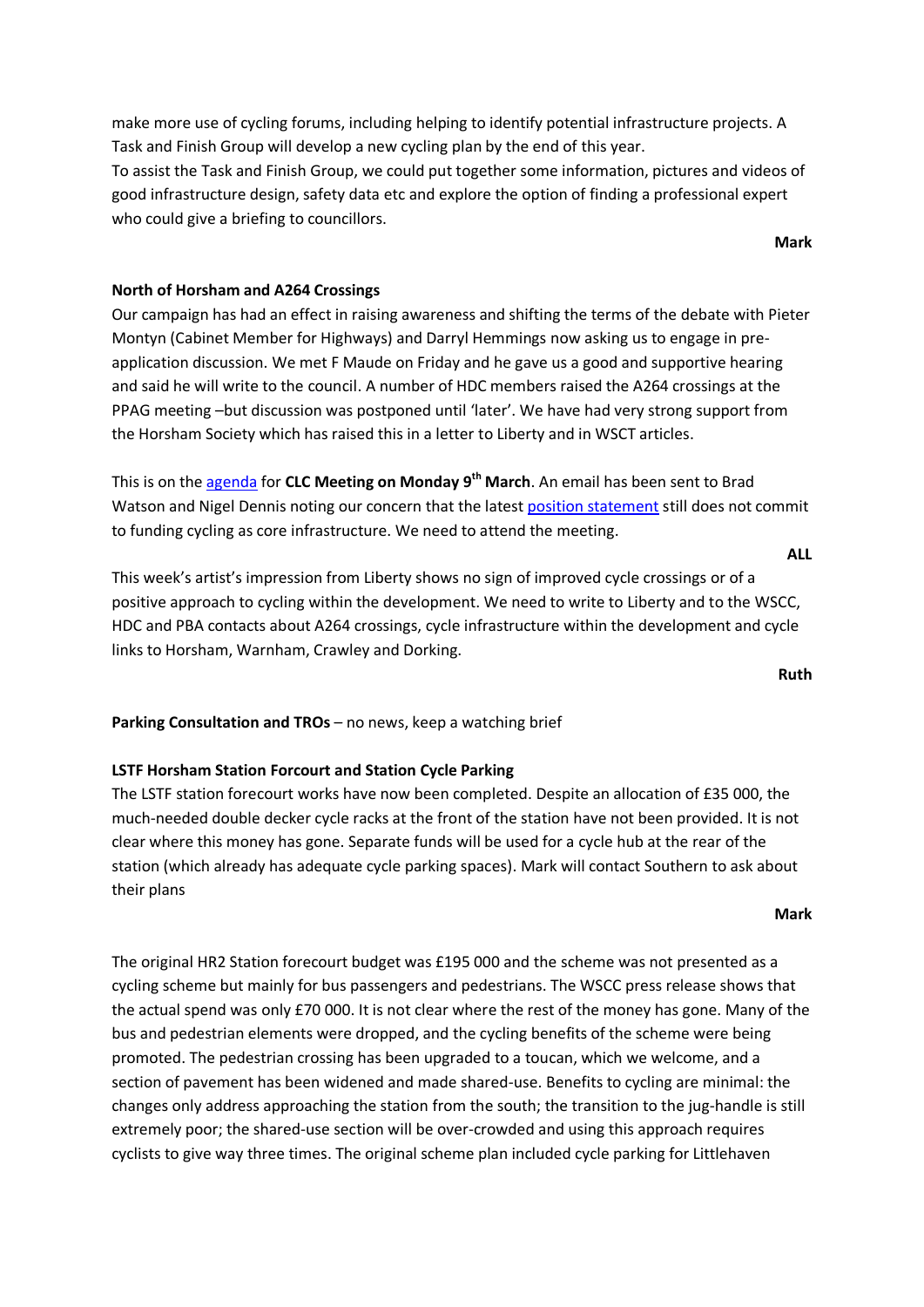make more use of cycling forums, including helping to identify potential infrastructure projects. A Task and Finish Group will develop a new cycling plan by the end of this year.
To assist the Task and Finish Group, we could put together some information, pictures and videos of good infrastructure design, safety data etc and explore the option of finding a professional expert who could give a briefing to councillors.

**Mark**

**North of Horsham and A264 Crossings**

Our campaign has had an effect in raising awareness and shifting the terms of the debate with Pieter Montyn (Cabinet Member for Highways) and Darryl Hemmings now asking us to engage in pre-application discussion. We met F Maude on Friday and he gave us a good and supportive hearing and said he will write to the council. A number of HDC members raised the A264 crossings at the PPAG meeting –but discussion was postponed until 'later'. We have had very strong support from the Horsham Society which has raised this in a letter to Liberty and in WSCT articles.

This is on the agenda for **CLC Meeting on Monday 9th March**. An email has been sent to Brad Watson and Nigel Dennis noting our concern that the latest position statement still does not commit to funding cycling as core infrastructure. We need to attend the meeting.

**ALL**

This week's artist's impression from Liberty shows no sign of improved cycle crossings or of a positive approach to cycling within the development. We need to write to Liberty and to the WSCC, HDC and PBA contacts about A264 crossings, cycle infrastructure within the development and cycle links to Horsham, Warnham, Crawley and Dorking.

**Ruth**

**Parking Consultation and TROs** – no news, keep a watching brief

**LSTF Horsham Station Forcourt and Station Cycle Parking**

The LSTF station forecourt works have now been completed. Despite an allocation of £35 000, the much-needed double decker cycle racks at the front of the station have not been provided. It is not clear where this money has gone. Separate funds will be used for a cycle hub at the rear of the station (which already has adequate cycle parking spaces). Mark will contact Southern to ask about their plans

**Mark**

The original HR2 Station forecourt budget was £195 000 and the scheme was not presented as a cycling scheme but mainly for bus passengers and pedestrians. The WSCC press release shows that the actual spend was only £70 000. It is not clear where the rest of the money has gone. Many of the bus and pedestrian elements were dropped, and the cycling benefits of the scheme were being promoted. The pedestrian crossing has been upgraded to a toucan, which we welcome, and a section of pavement has been widened and made shared-use. Benefits to cycling are minimal: the changes only address approaching the station from the south; the transition to the jug-handle is still extremely poor; the shared-use section will be over-crowded and using this approach requires cyclists to give way three times. The original scheme plan included cycle parking for Littlehaven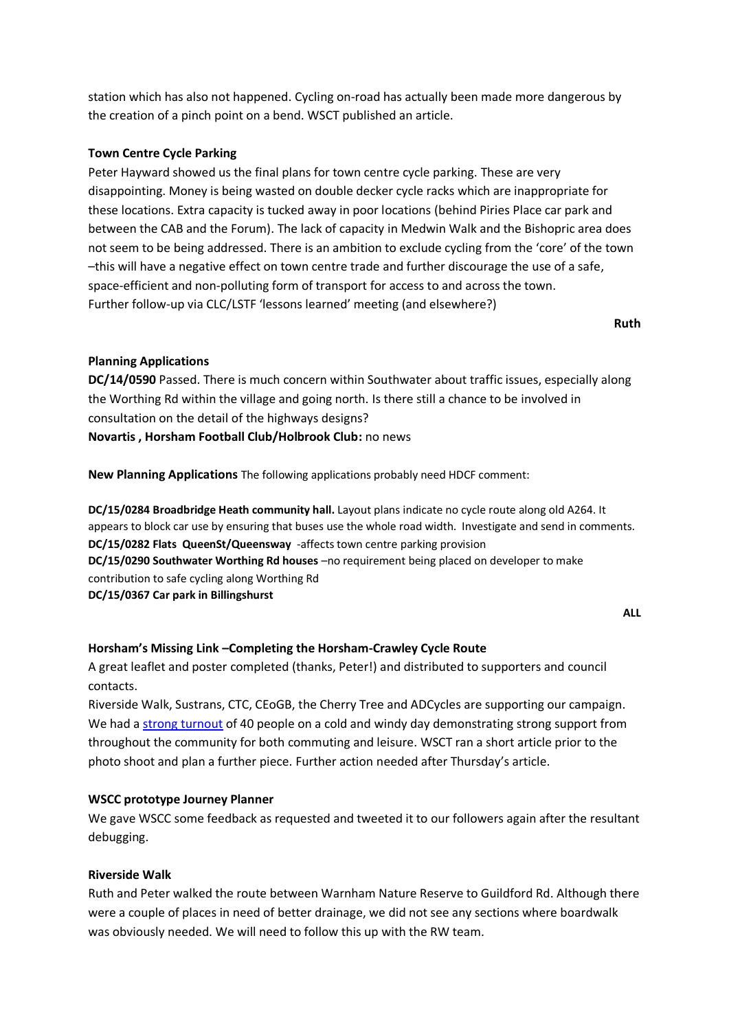station which has also not happened. Cycling on-road has actually been made more dangerous by the creation of a pinch point on a bend. WSCT published an article.

**Town Centre Cycle Parking**

Peter Hayward showed us the final plans for town centre cycle parking. These are very disappointing. Money is being wasted on double decker cycle racks which are inappropriate for these locations. Extra capacity is tucked away in poor locations (behind Piries Place car park and between the CAB and the Forum). The lack of capacity in Medwin Walk and the Bishopric area does not seem to be being addressed. There is an ambition to exclude cycling from the 'core' of the town –this will have a negative effect on town centre trade and further discourage the use of a safe, space-efficient and non-polluting form of transport for access to and across the town.
Further follow-up via CLC/LSTF 'lessons learned' meeting (and elsewhere?)

**Ruth**

**Planning Applications**

**DC/14/0590** Passed. There is much concern within Southwater about traffic issues, especially along the Worthing Rd within the village and going north. Is there still a chance to be involved in consultation on the detail of the highways designs?
**Novartis , Horsham Football Club/Holbrook Club:** no news

**New Planning Applications** The following applications probably need HDCF comment:

**DC/15/0284 Broadbridge Heath community hall.** Layout plans indicate no cycle route along old A264. It appears to block car use by ensuring that buses use the whole road width. Investigate and send in comments.
**DC/15/0282 Flats QueenSt/Queensway** -affects town centre parking provision
**DC/15/0290 Southwater Worthing Rd houses** –no requirement being placed on developer to make contribution to safe cycling along Worthing Rd
**DC/15/0367 Car park in Billingshurst**

**ALL**

**Horsham's Missing Link –Completing the Horsham-Crawley Cycle Route**

A great leaflet and poster completed (thanks, Peter!) and distributed to supporters and council contacts.

Riverside Walk, Sustrans, CTC, CEoGB, the Cherry Tree and ADCycles are supporting our campaign. We had a strong turnout of 40 people on a cold and windy day demonstrating strong support from throughout the community for both commuting and leisure. WSCT ran a short article prior to the photo shoot and plan a further piece. Further action needed after Thursday's article.

**WSCC prototype Journey Planner**

We gave WSCC some feedback as requested and tweeted it to our followers again after the resultant debugging.

**Riverside Walk**

Ruth and Peter walked the route between Warnham Nature Reserve to Guildford Rd. Although there were a couple of places in need of better drainage, we did not see any sections where boardwalk was obviously needed. We will need to follow this up with the RW team.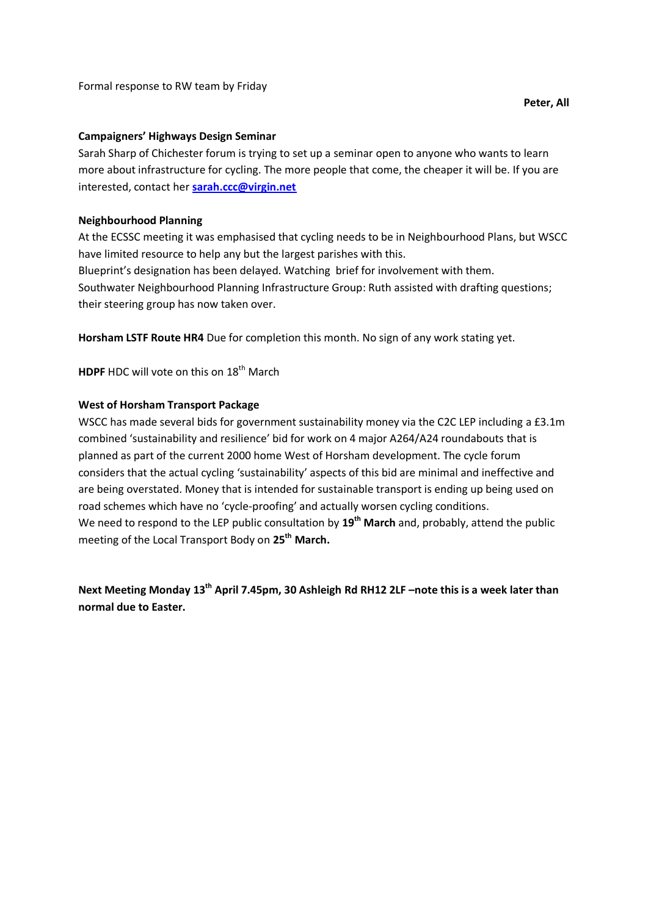Formal response to RW team by Friday

**Peter, All**

**Campaigners' Highways Design Seminar**

Sarah Sharp of Chichester forum is trying to set up a seminar open to anyone who wants to learn more about infrastructure for cycling. The more people that come, the cheaper it will be. If you are interested, contact her **sarah.ccc@virgin.net**

**Neighbourhood Planning**

At the ECSSC meeting it was emphasised that cycling needs to be in Neighbourhood Plans, but WSCC have limited resource to help any but the largest parishes with this.

Blueprint's designation has been delayed. Watching brief for involvement with them.

Southwater Neighbourhood Planning Infrastructure Group: Ruth assisted with drafting questions; their steering group has now taken over.

**Horsham LSTF Route HR4** Due for completion this month. No sign of any work stating yet.

**HDPF** HDC will vote on this on 18th March

**West of Horsham Transport Package**

WSCC has made several bids for government sustainability money via the C2C LEP including a £3.1m combined 'sustainability and resilience' bid for work on 4 major A264/A24 roundabouts that is planned as part of the current 2000 home West of Horsham development. The cycle forum considers that the actual cycling 'sustainability' aspects of this bid are minimal and ineffective and are being overstated. Money that is intended for sustainable transport is ending up being used on road schemes which have no 'cycle-proofing' and actually worsen cycling conditions.

We need to respond to the LEP public consultation by **19th March** and, probably, attend the public meeting of the Local Transport Body on **25th March.**

**Next Meeting Monday 13th April 7.45pm, 30 Ashleigh Rd RH12 2LF –note this is a week later than normal due to Easter.**